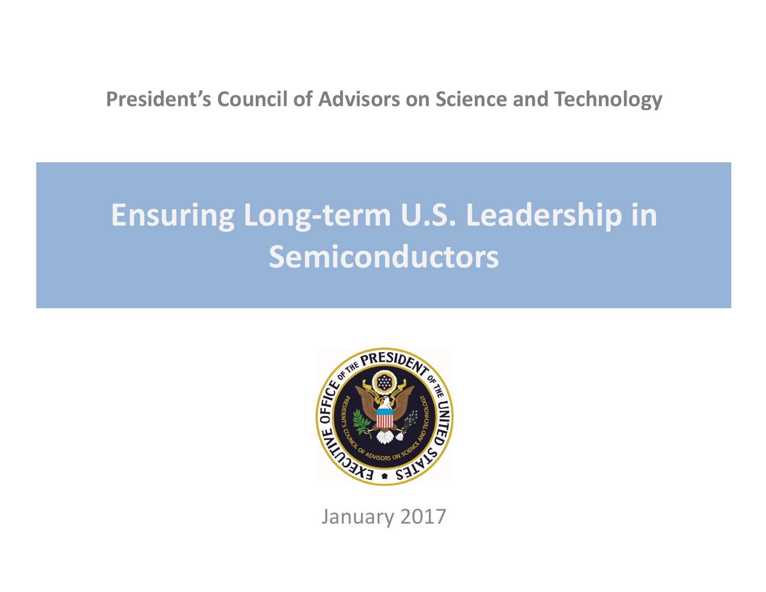President's Council of Advisors on Science and Technology

# Ensuring Long-term U.S. Leadership in Semiconductors

January 2017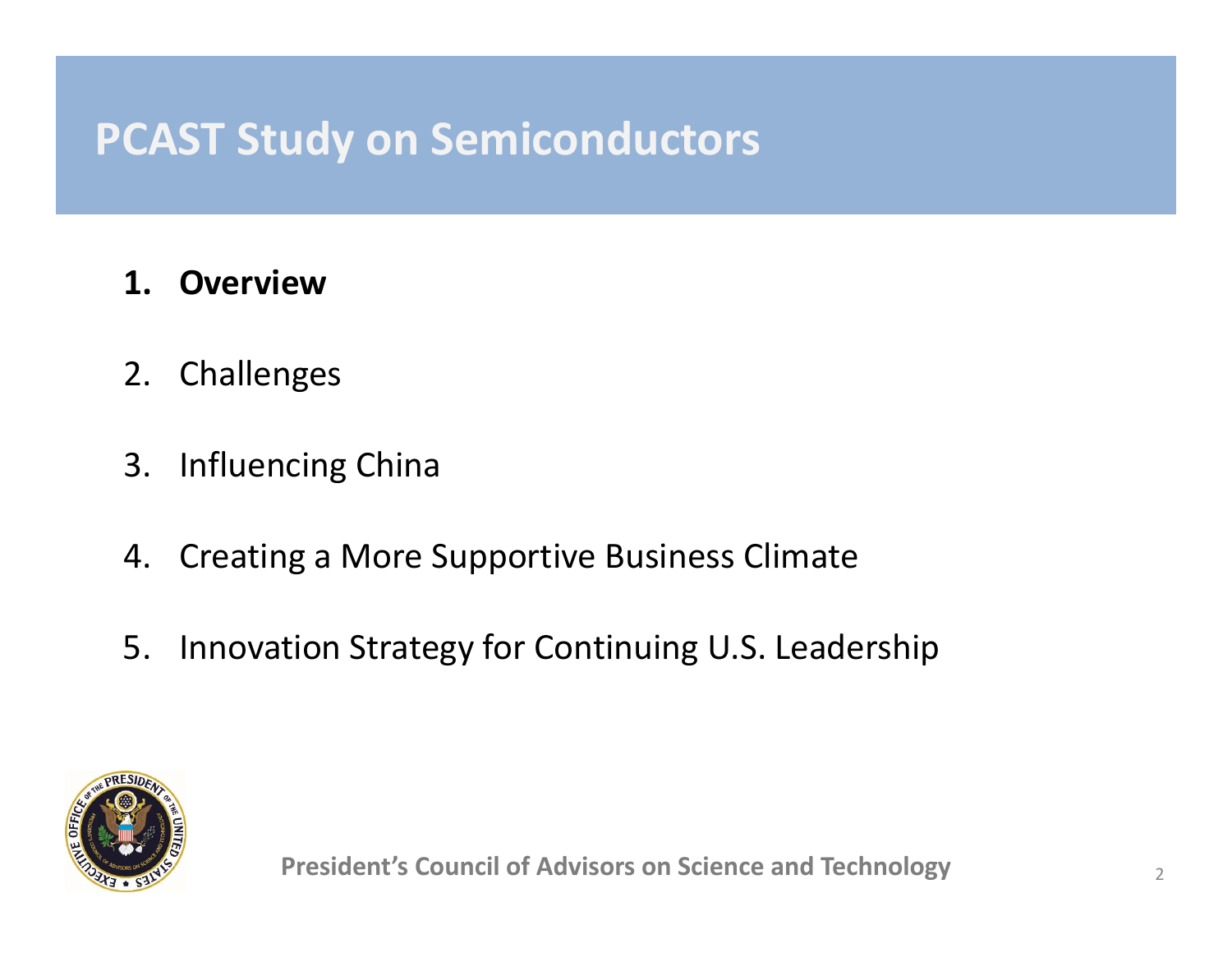# PCAST Study on Semiconductors

1. **Overview**
2. Challenges
3. Influencing China
4. Creating a More Supportive Business Climate
5. Innovation Strategy for Continuing U.S. Leadership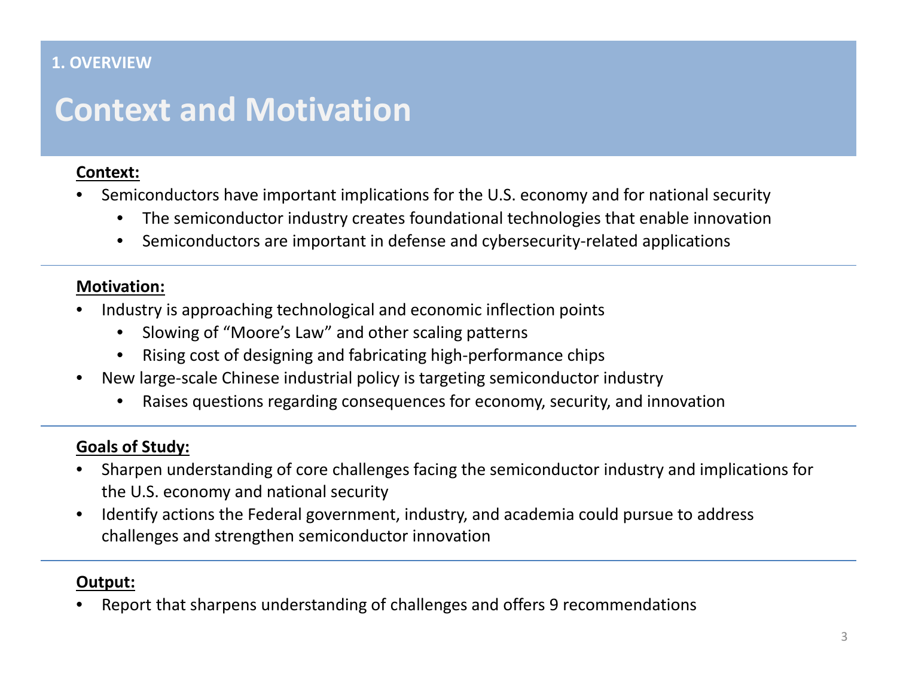1. OVERVIEW

# Context and Motivation

**Context:**

- Semiconductors have important implications for the U.S. economy and for national security
  - The semiconductor industry creates foundational technologies that enable innovation
  - Semiconductors are important in defense and cybersecurity-related applications

**Motivation:**

- Industry is approaching technological and economic inflection points
  - Slowing of "Moore's Law" and other scaling patterns
  - Rising cost of designing and fabricating high-performance chips
- New large-scale Chinese industrial policy is targeting semiconductor industry
  - Raises questions regarding consequences for economy, security, and innovation

**Goals of Study:**

- Sharpen understanding of core challenges facing the semiconductor industry and implications for the U.S. economy and national security
- Identify actions the Federal government, industry, and academia could pursue to address challenges and strengthen semiconductor innovation

**Output:**

- Report that sharpens understanding of challenges and offers 9 recommendations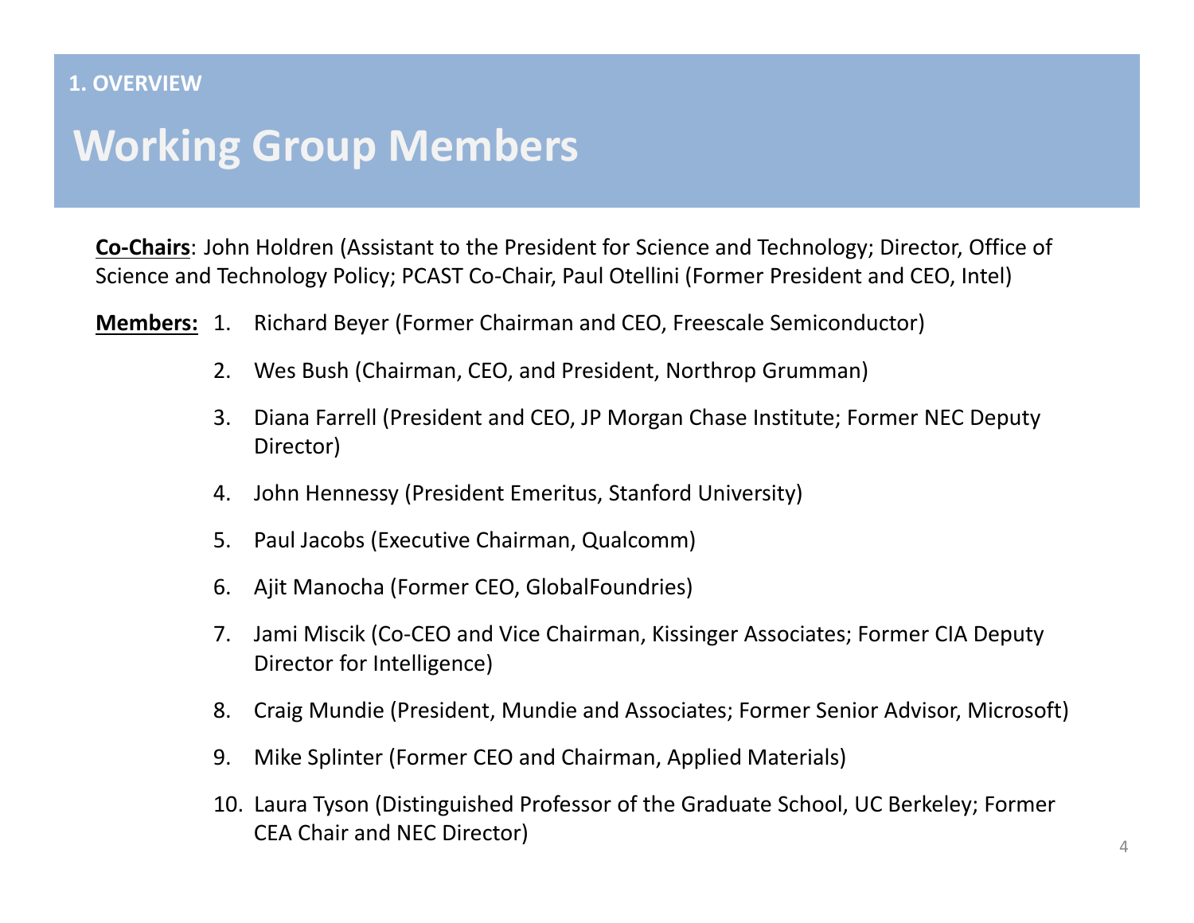1. OVERVIEW

# Working Group Members

**Co-Chairs**: John Holdren (Assistant to the President for Science and Technology; Director, Office of Science and Technology Policy; PCAST Co-Chair, Paul Otellini (Former President and CEO, Intel)

**Members:**

1. Richard Beyer (Former Chairman and CEO, Freescale Semiconductor)
2. Wes Bush (Chairman, CEO, and President, Northrop Grumman)
3. Diana Farrell (President and CEO, JP Morgan Chase Institute; Former NEC Deputy Director)
4. John Hennessy (President Emeritus, Stanford University)
5. Paul Jacobs (Executive Chairman, Qualcomm)
6. Ajit Manocha (Former CEO, GlobalFoundries)
7. Jami Miscik (Co-CEO and Vice Chairman, Kissinger Associates; Former CIA Deputy Director for Intelligence)
8. Craig Mundie (President, Mundie and Associates; Former Senior Advisor, Microsoft)
9. Mike Splinter (Former CEO and Chairman, Applied Materials)
10. Laura Tyson (Distinguished Professor of the Graduate School, UC Berkeley; Former CEA Chair and NEC Director)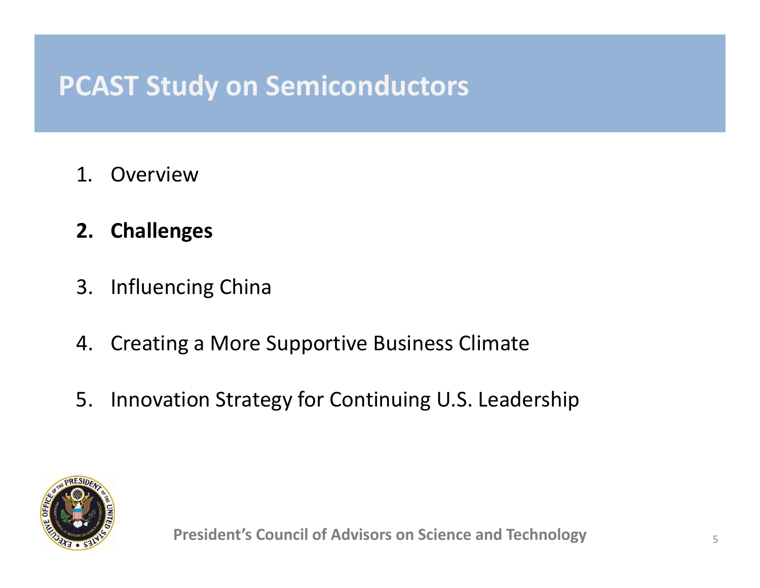# PCAST Study on Semiconductors

1. Overview
2. **Challenges**
3. Influencing China
4. Creating a More Supportive Business Climate
5. Innovation Strategy for Continuing U.S. Leadership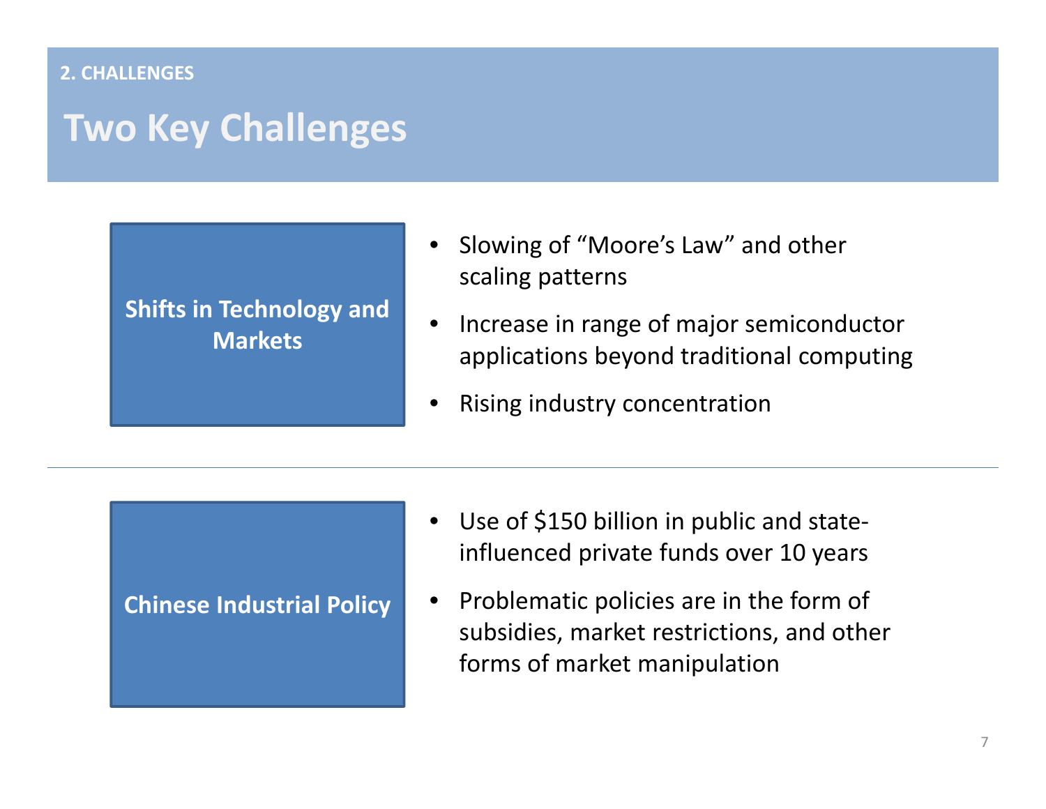2. CHALLENGES

# Two Key Challenges

## Shifts in Technology and Markets

- Slowing of "Moore's Law" and other scaling patterns
- Increase in range of major semiconductor applications beyond traditional computing
- Rising industry concentration

## Chinese Industrial Policy

- Use of $150 billion in public and state-influenced private funds over 10 years
- Problematic policies are in the form of subsidies, market restrictions, and other forms of market manipulation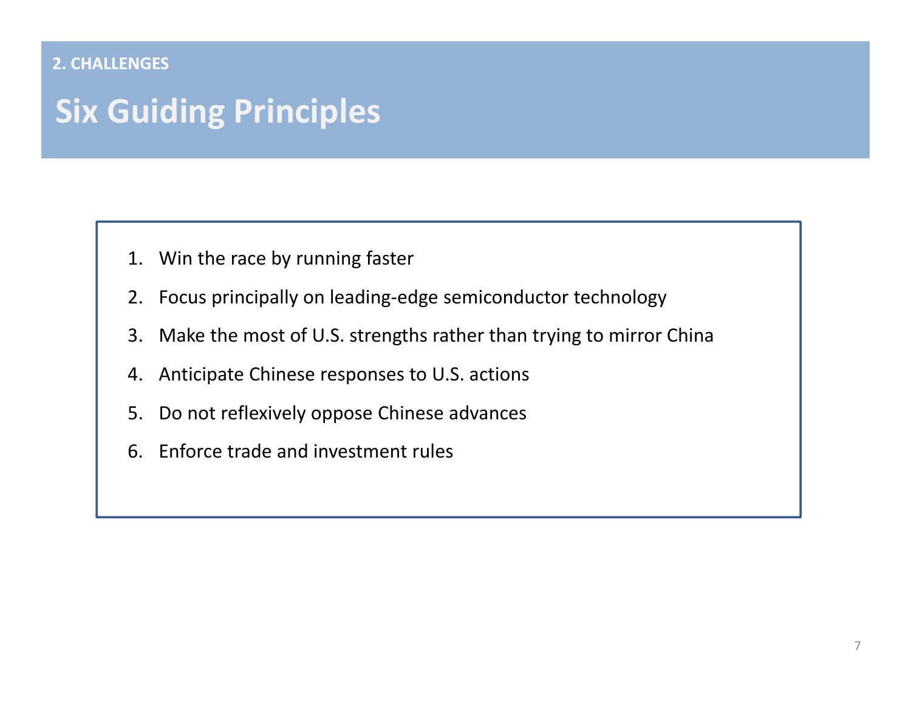**2. CHALLENGES**

# Six Guiding Principles

1. Win the race by running faster
2. Focus principally on leading-edge semiconductor technology
3. Make the most of U.S. strengths rather than trying to mirror China
4. Anticipate Chinese responses to U.S. actions
5. Do not reflexively oppose Chinese advances
6. Enforce trade and investment rules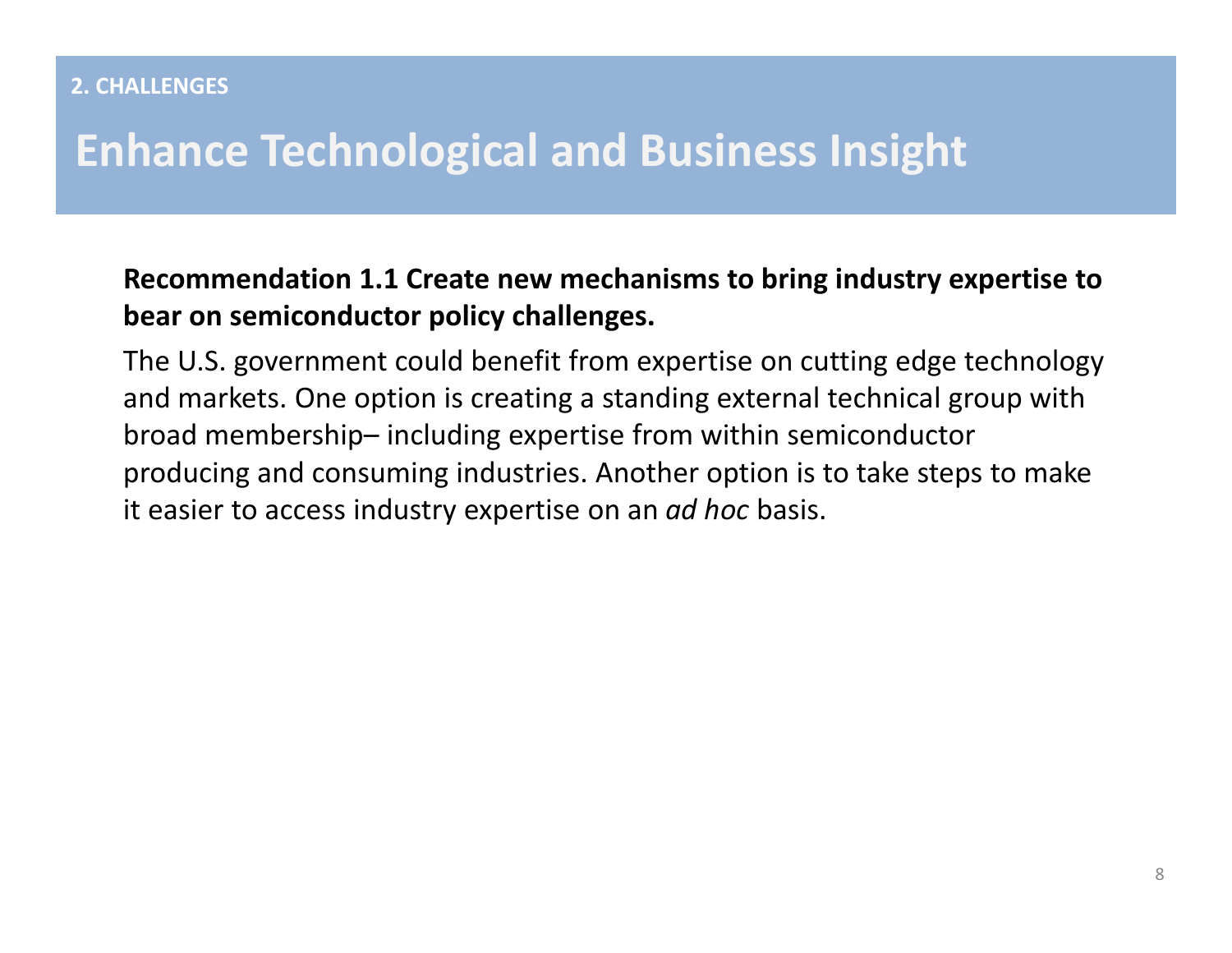2. CHALLENGES

# Enhance Technological and Business Insight

**Recommendation 1.1 Create new mechanisms to bring industry expertise to bear on semiconductor policy challenges.**

The U.S. government could benefit from expertise on cutting edge technology and markets. One option is creating a standing external technical group with broad membership– including expertise from within semiconductor producing and consuming industries. Another option is to take steps to make it easier to access industry expertise on an *ad hoc* basis.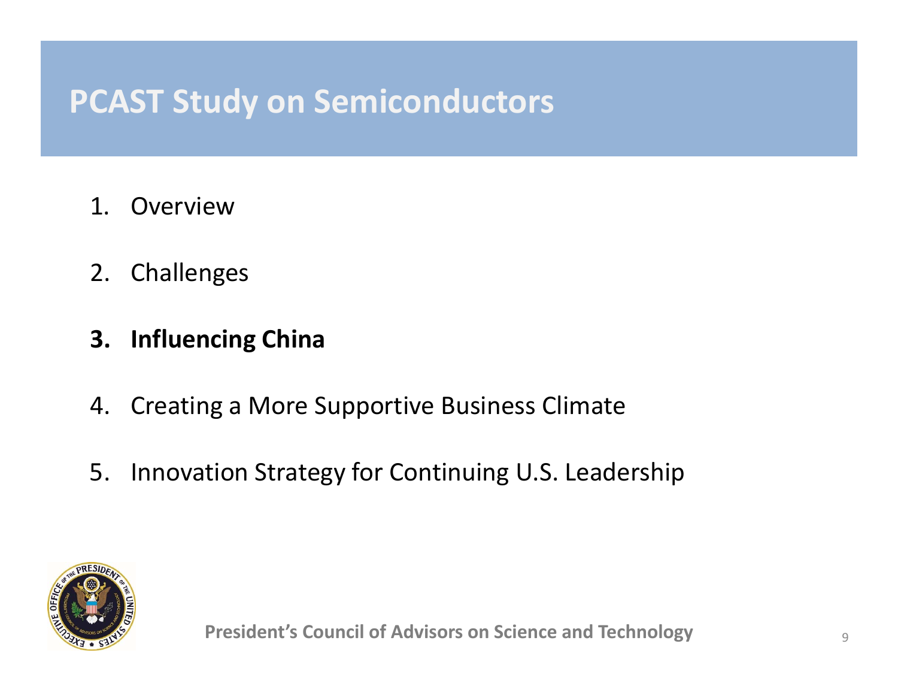# PCAST Study on Semiconductors

1. Overview
2. Challenges
3. **Influencing China**
4. Creating a More Supportive Business Climate
5. Innovation Strategy for Continuing U.S. Leadership

President's Council of Advisors on Science and Technology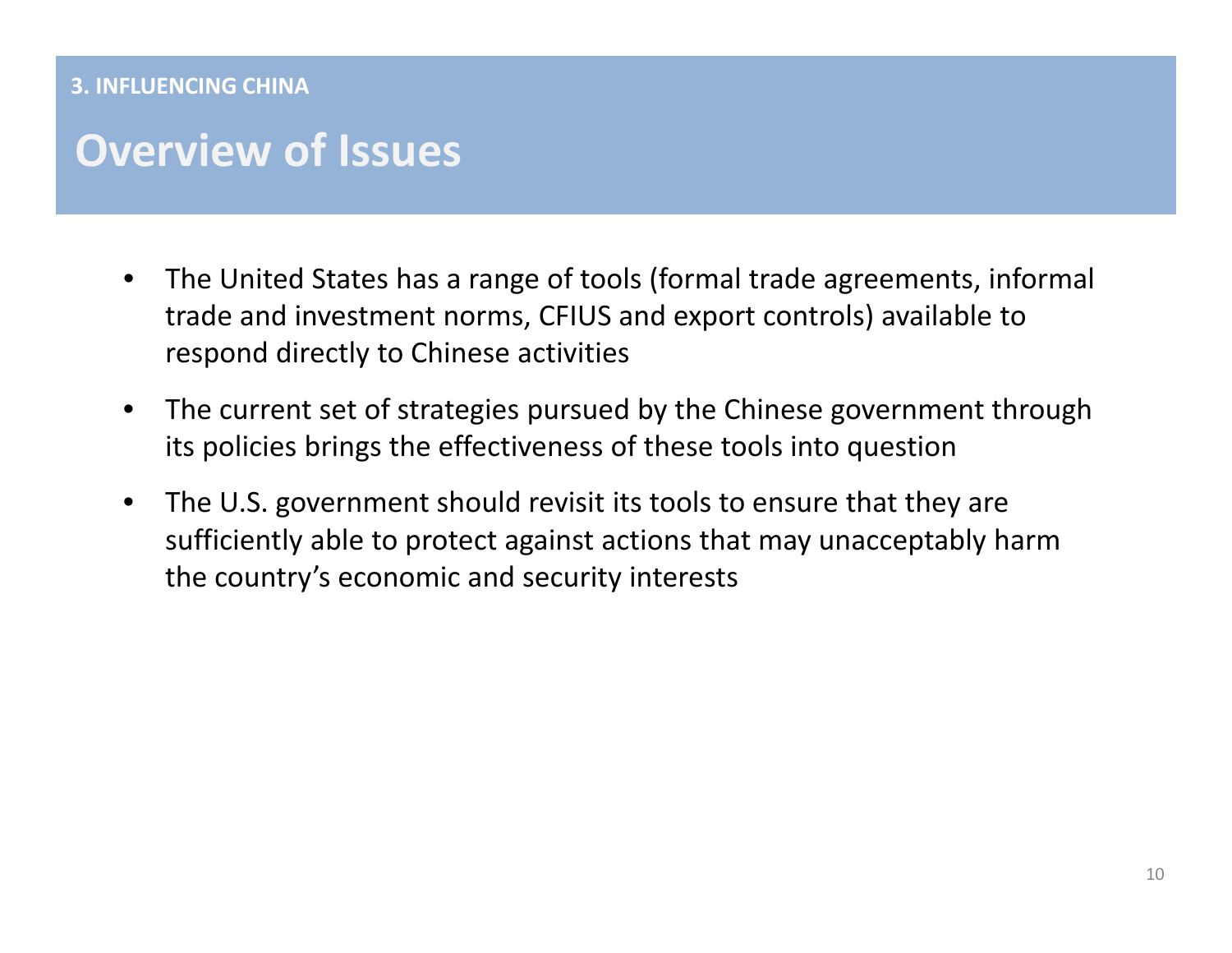### 3. INFLUENCING CHINA

# Overview of Issues

- The United States has a range of tools (formal trade agreements, informal trade and investment norms, CFIUS and export controls) available to respond directly to Chinese activities
- The current set of strategies pursued by the Chinese government through its policies brings the effectiveness of these tools into question
- The U.S. government should revisit its tools to ensure that they are sufficiently able to protect against actions that may unacceptably harm the country's economic and security interests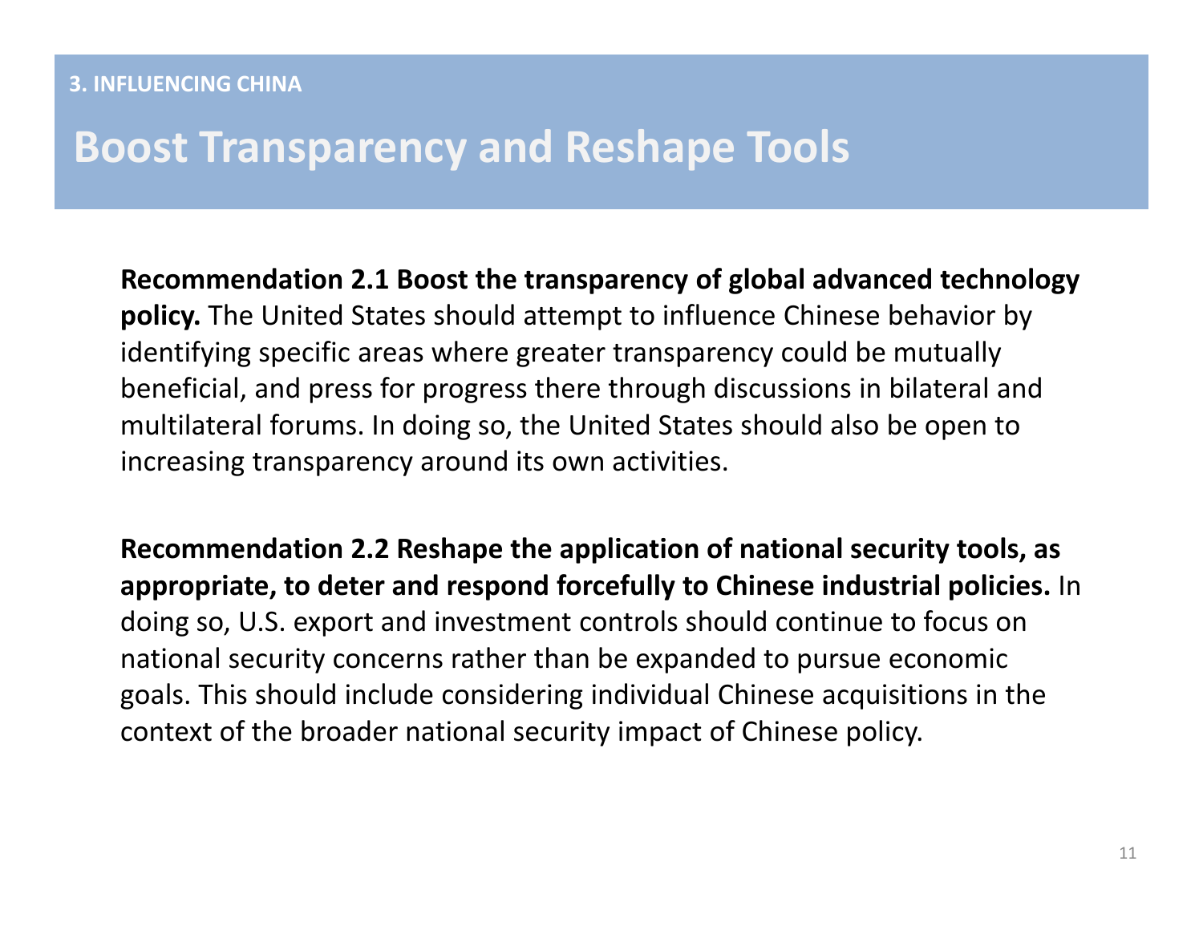3. INFLUENCING CHINA

# Boost Transparency and Reshape Tools

**Recommendation 2.1 Boost the transparency of global advanced technology policy.** The United States should attempt to influence Chinese behavior by identifying specific areas where greater transparency could be mutually beneficial, and press for progress there through discussions in bilateral and multilateral forums. In doing so, the United States should also be open to increasing transparency around its own activities.

**Recommendation 2.2 Reshape the application of national security tools, as appropriate, to deter and respond forcefully to Chinese industrial policies.** In doing so, U.S. export and investment controls should continue to focus on national security concerns rather than be expanded to pursue economic goals. This should include considering individual Chinese acquisitions in the context of the broader national security impact of Chinese policy.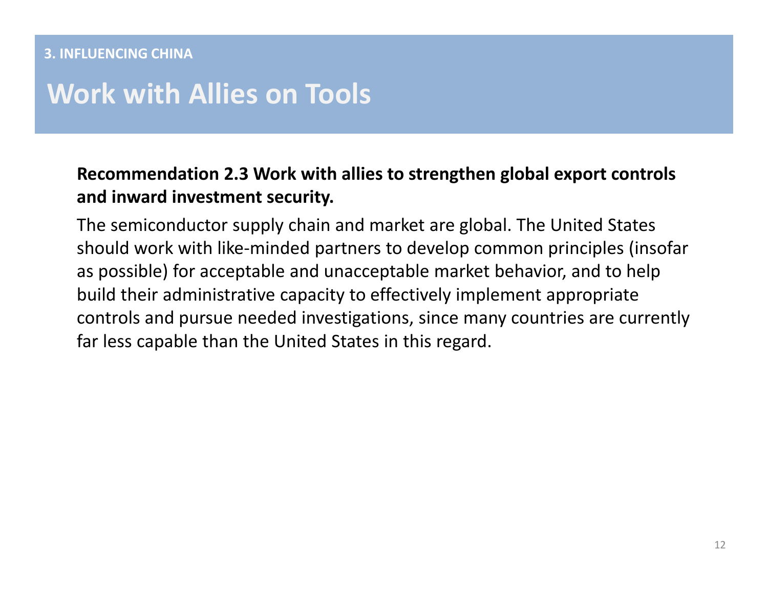3. INFLUENCING CHINA

# Work with Allies on Tools

**Recommendation 2.3 Work with allies to strengthen global export controls and inward investment security.**

The semiconductor supply chain and market are global. The United States should work with like-minded partners to develop common principles (insofar as possible) for acceptable and unacceptable market behavior, and to help build their administrative capacity to effectively implement appropriate controls and pursue needed investigations, since many countries are currently far less capable than the United States in this regard.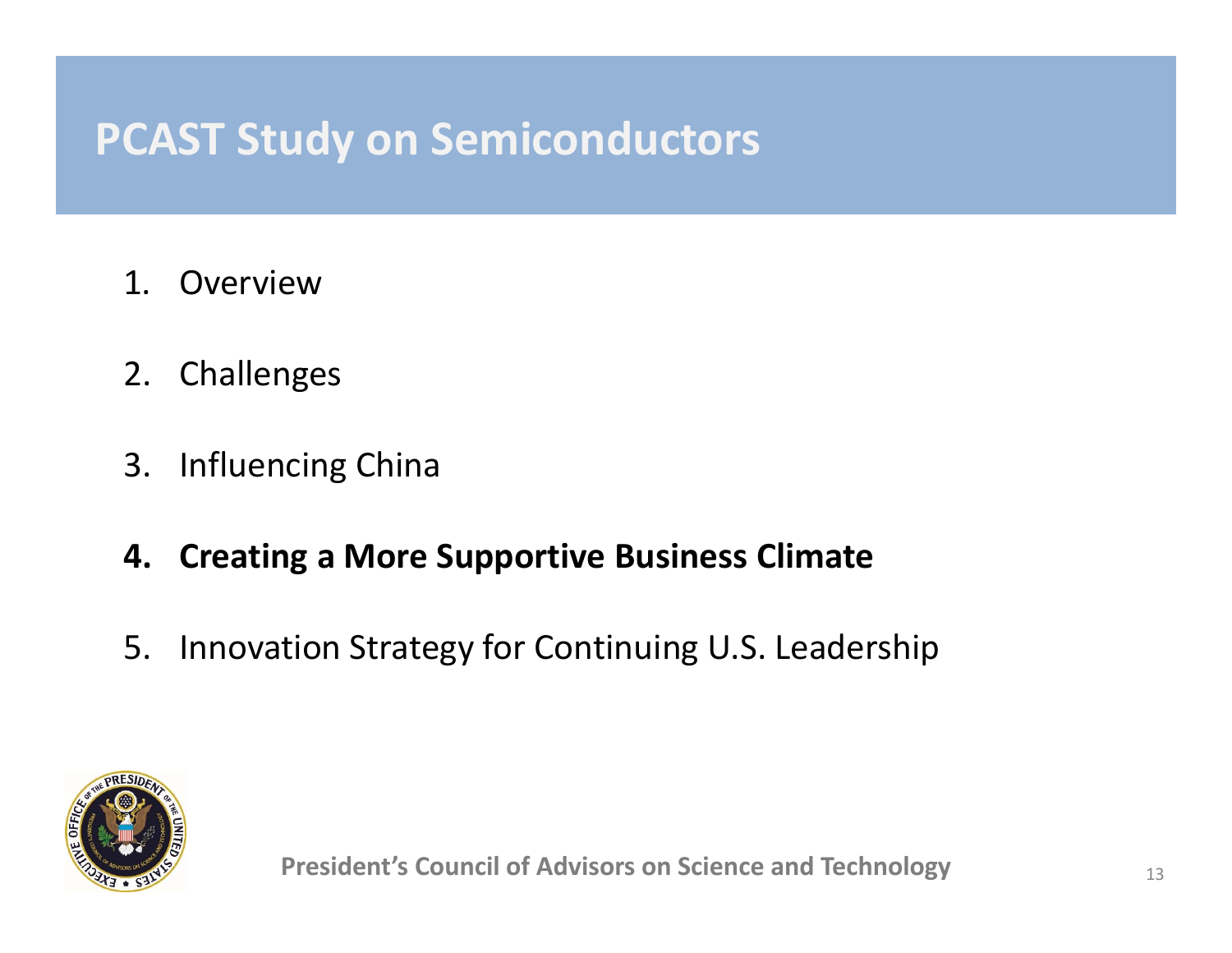# PCAST Study on Semiconductors

1. Overview
2. Challenges
3. Influencing China
4. **Creating a More Supportive Business Climate**
5. Innovation Strategy for Continuing U.S. Leadership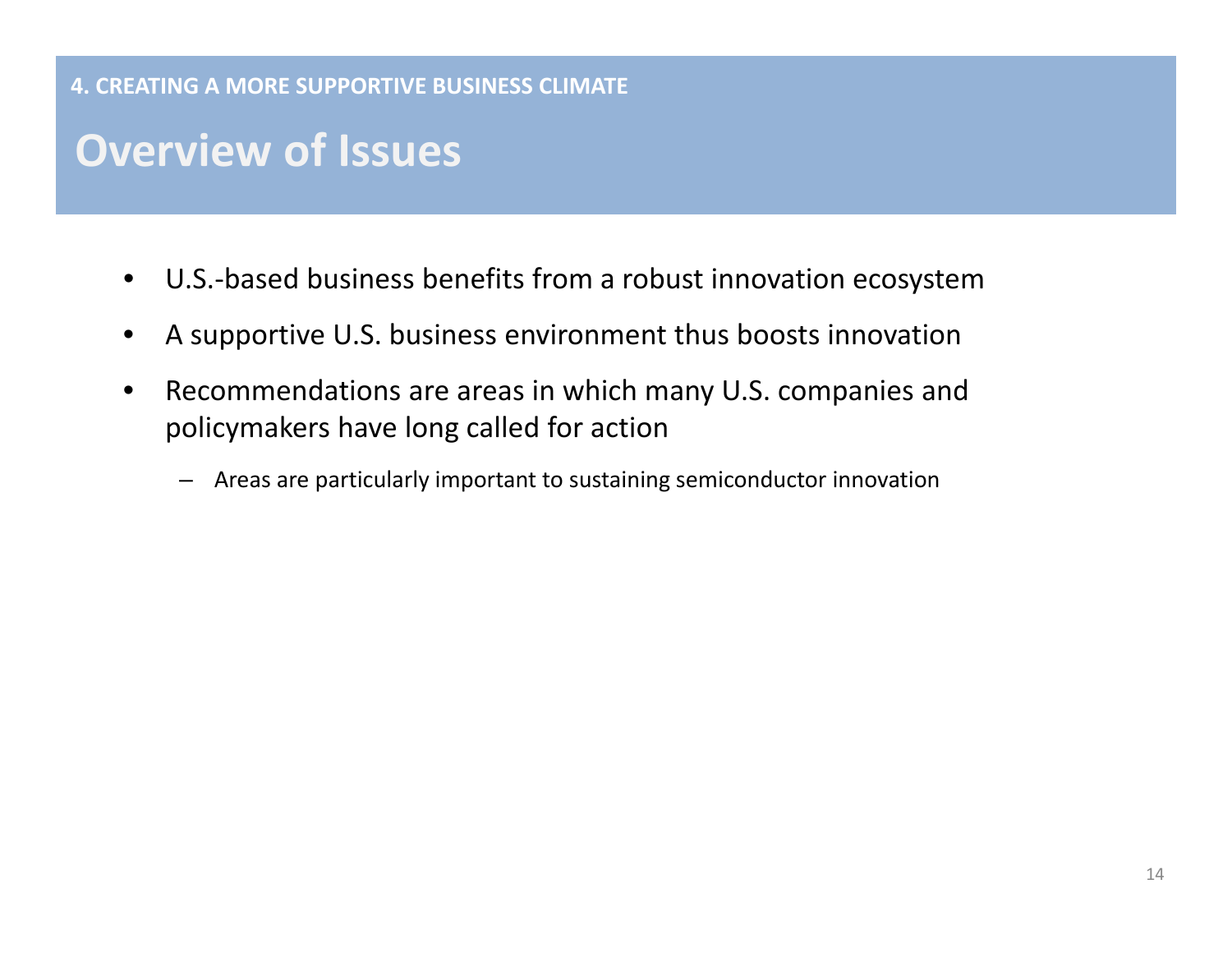4. CREATING A MORE SUPPORTIVE BUSINESS CLIMATE

# Overview of Issues

- U.S.-based business benefits from a robust innovation ecosystem
- A supportive U.S. business environment thus boosts innovation
- Recommendations are areas in which many U.S. companies and policymakers have long called for action
  - Areas are particularly important to sustaining semiconductor innovation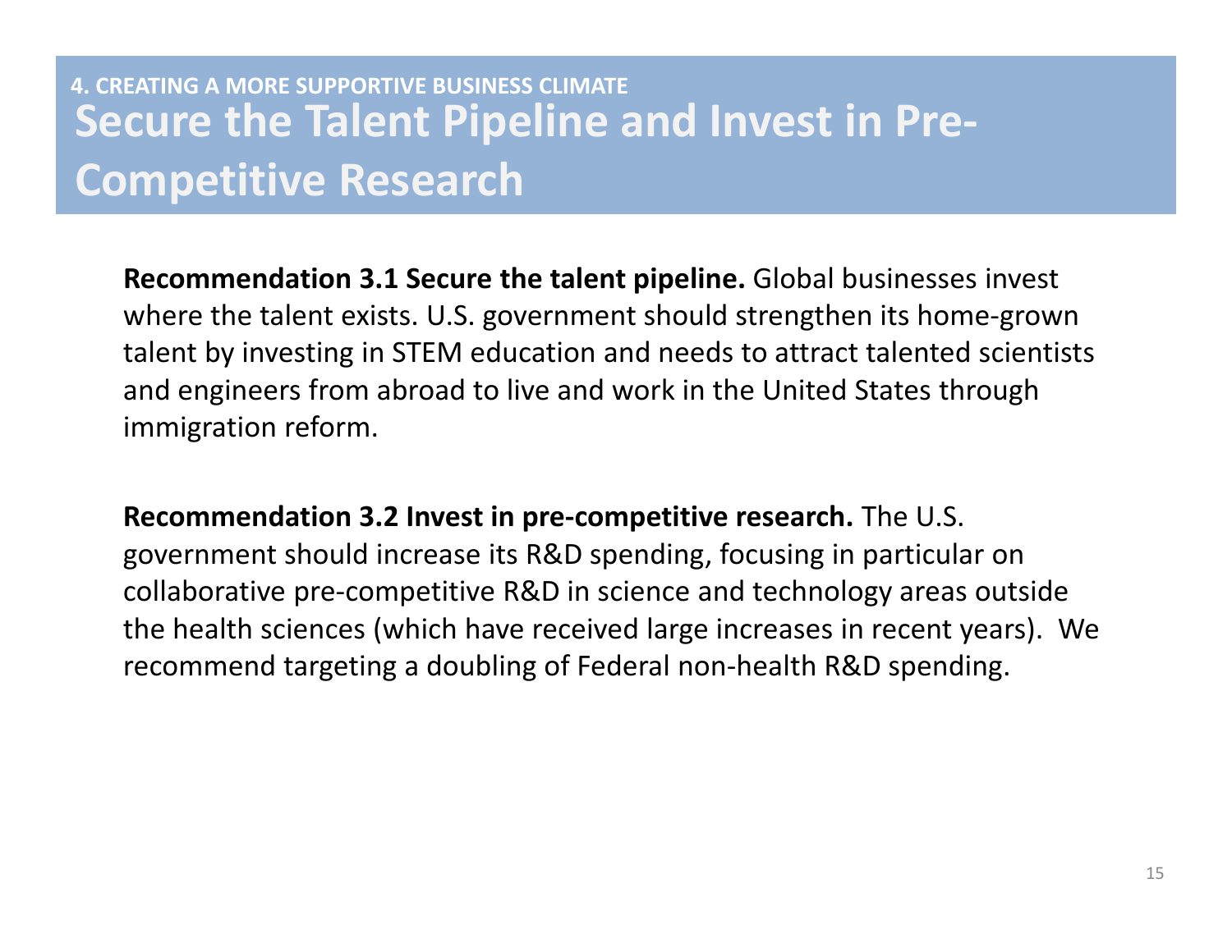4. CREATING A MORE SUPPORTIVE BUSINESS CLIMATE

# Secure the Talent Pipeline and Invest in Pre-Competitive Research

**Recommendation 3.1 Secure the talent pipeline.** Global businesses invest where the talent exists. U.S. government should strengthen its home-grown talent by investing in STEM education and needs to attract talented scientists and engineers from abroad to live and work in the United States through immigration reform.

**Recommendation 3.2 Invest in pre-competitive research.** The U.S. government should increase its R&D spending, focusing in particular on collaborative pre-competitive R&D in science and technology areas outside the health sciences (which have received large increases in recent years). We recommend targeting a doubling of Federal non-health R&D spending.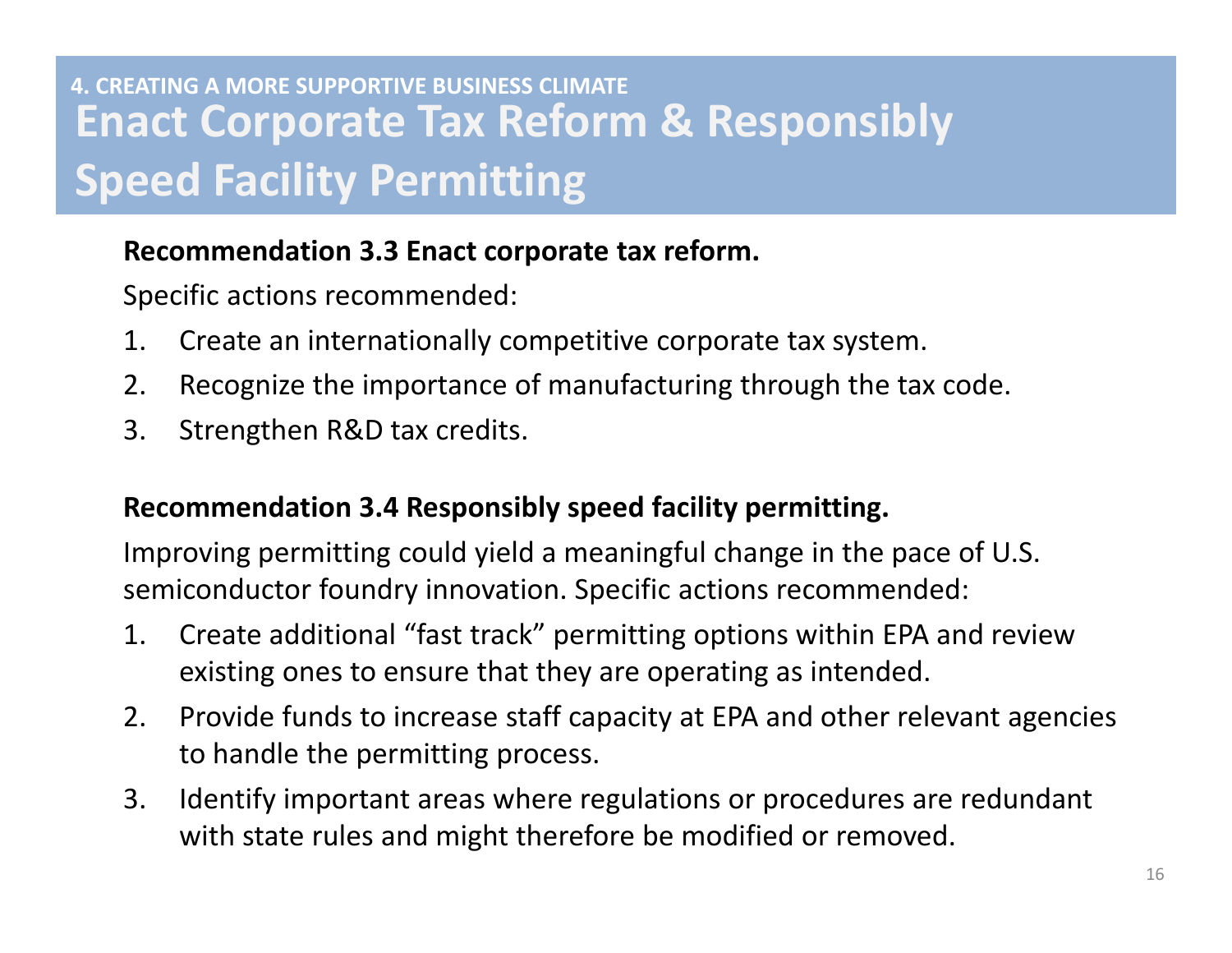#### 4. CREATING A MORE SUPPORTIVE BUSINESS CLIMATE

# Enact Corporate Tax Reform & Responsibly Speed Facility Permitting

**Recommendation 3.3 Enact corporate tax reform.**

Specific actions recommended:

1. Create an internationally competitive corporate tax system.
2. Recognize the importance of manufacturing through the tax code.
3. Strengthen R&D tax credits.

**Recommendation 3.4 Responsibly speed facility permitting.**

Improving permitting could yield a meaningful change in the pace of U.S. semiconductor foundry innovation. Specific actions recommended:

1. Create additional "fast track" permitting options within EPA and review existing ones to ensure that they are operating as intended.
2. Provide funds to increase staff capacity at EPA and other relevant agencies to handle the permitting process.
3. Identify important areas where regulations or procedures are redundant with state rules and might therefore be modified or removed.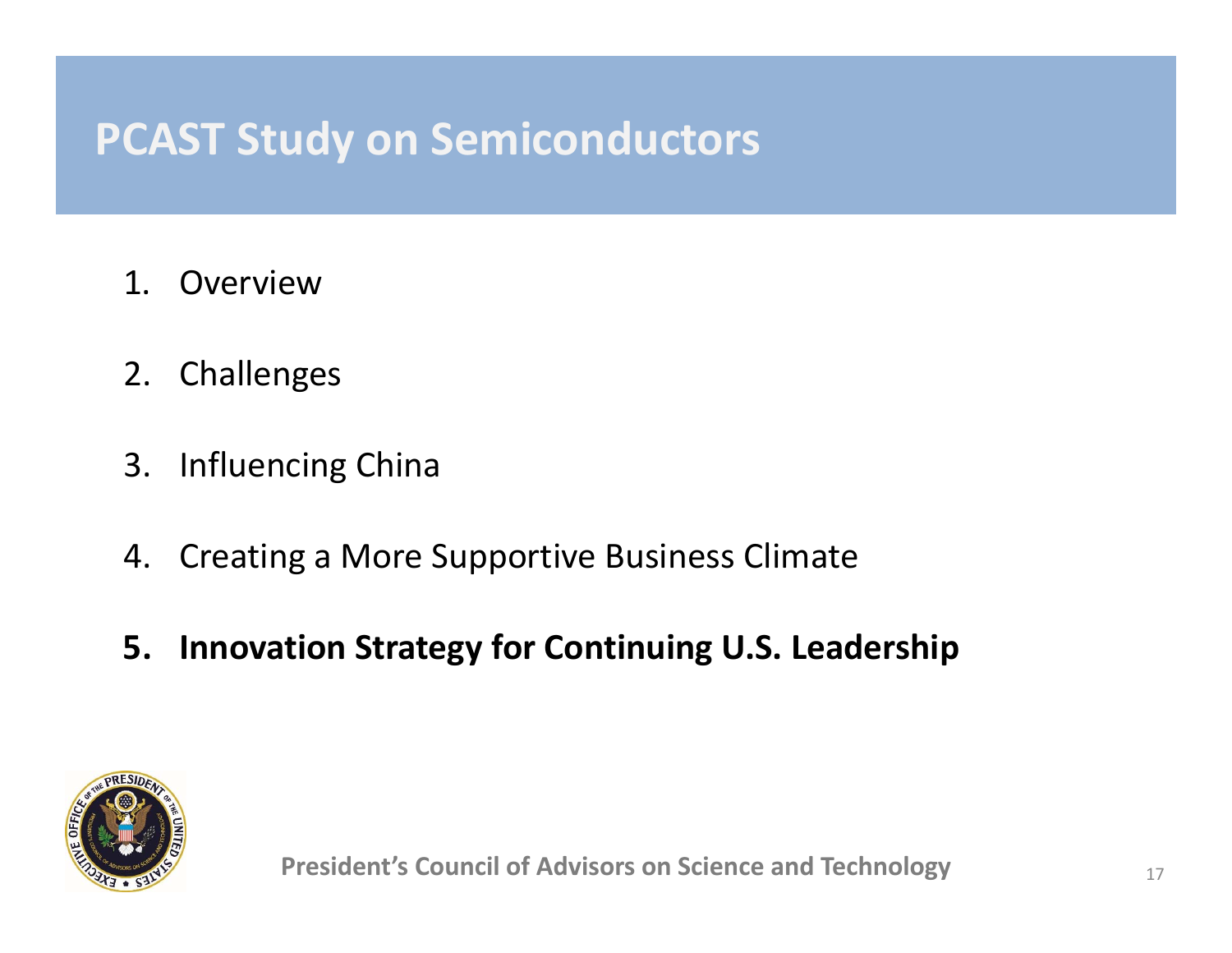# PCAST Study on Semiconductors

1. Overview
2. Challenges
3. Influencing China
4. Creating a More Supportive Business Climate
5. **Innovation Strategy for Continuing U.S. Leadership**

President's Council of Advisors on Science and Technology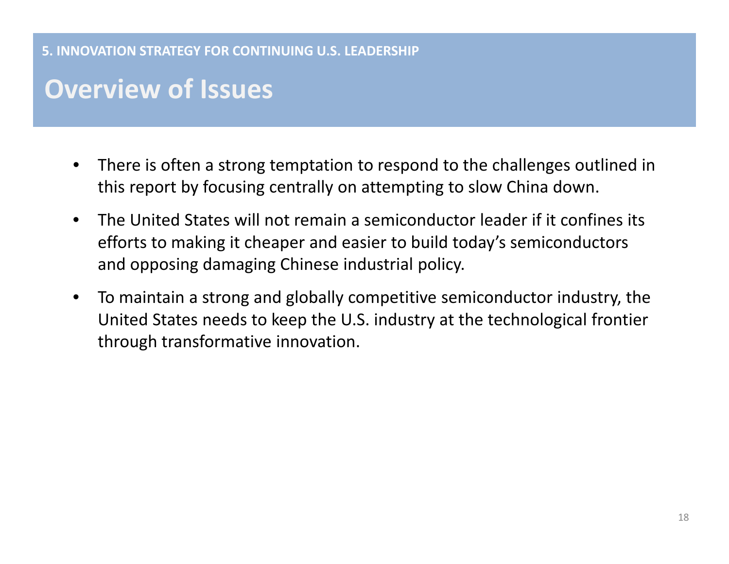5. INNOVATION STRATEGY FOR CONTINUING U.S. LEADERSHIP

# Overview of Issues

- There is often a strong temptation to respond to the challenges outlined in this report by focusing centrally on attempting to slow China down.
- The United States will not remain a semiconductor leader if it confines its efforts to making it cheaper and easier to build today's semiconductors and opposing damaging Chinese industrial policy.
- To maintain a strong and globally competitive semiconductor industry, the United States needs to keep the U.S. industry at the technological frontier through transformative innovation.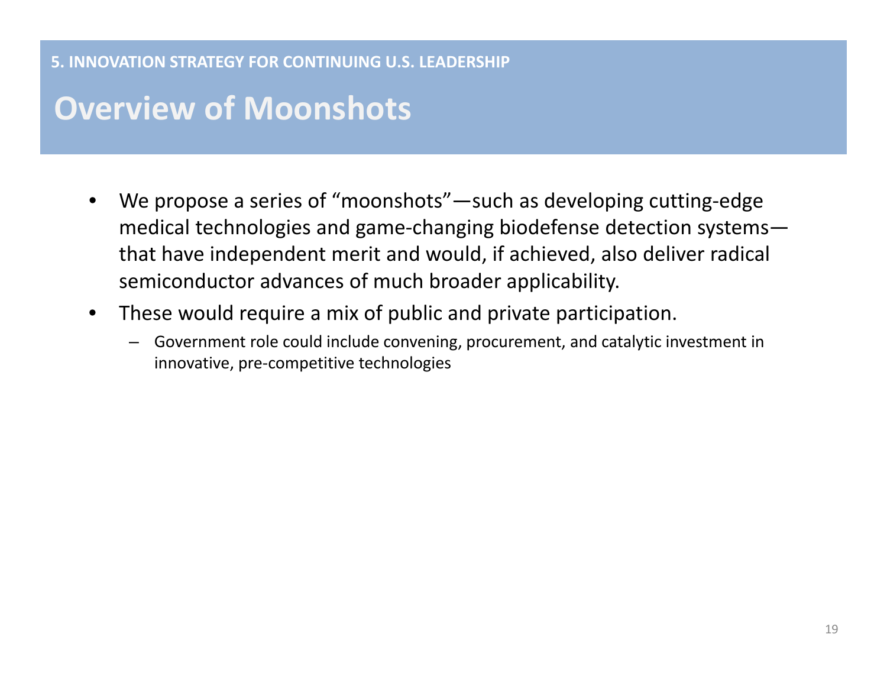5. INNOVATION STRATEGY FOR CONTINUING U.S. LEADERSHIP

# Overview of Moonshots

- We propose a series of "moonshots"—such as developing cutting-edge medical technologies and game-changing biodefense detection systems—that have independent merit and would, if achieved, also deliver radical semiconductor advances of much broader applicability.
- These would require a mix of public and private participation.
  – Government role could include convening, procurement, and catalytic investment in innovative, pre-competitive technologies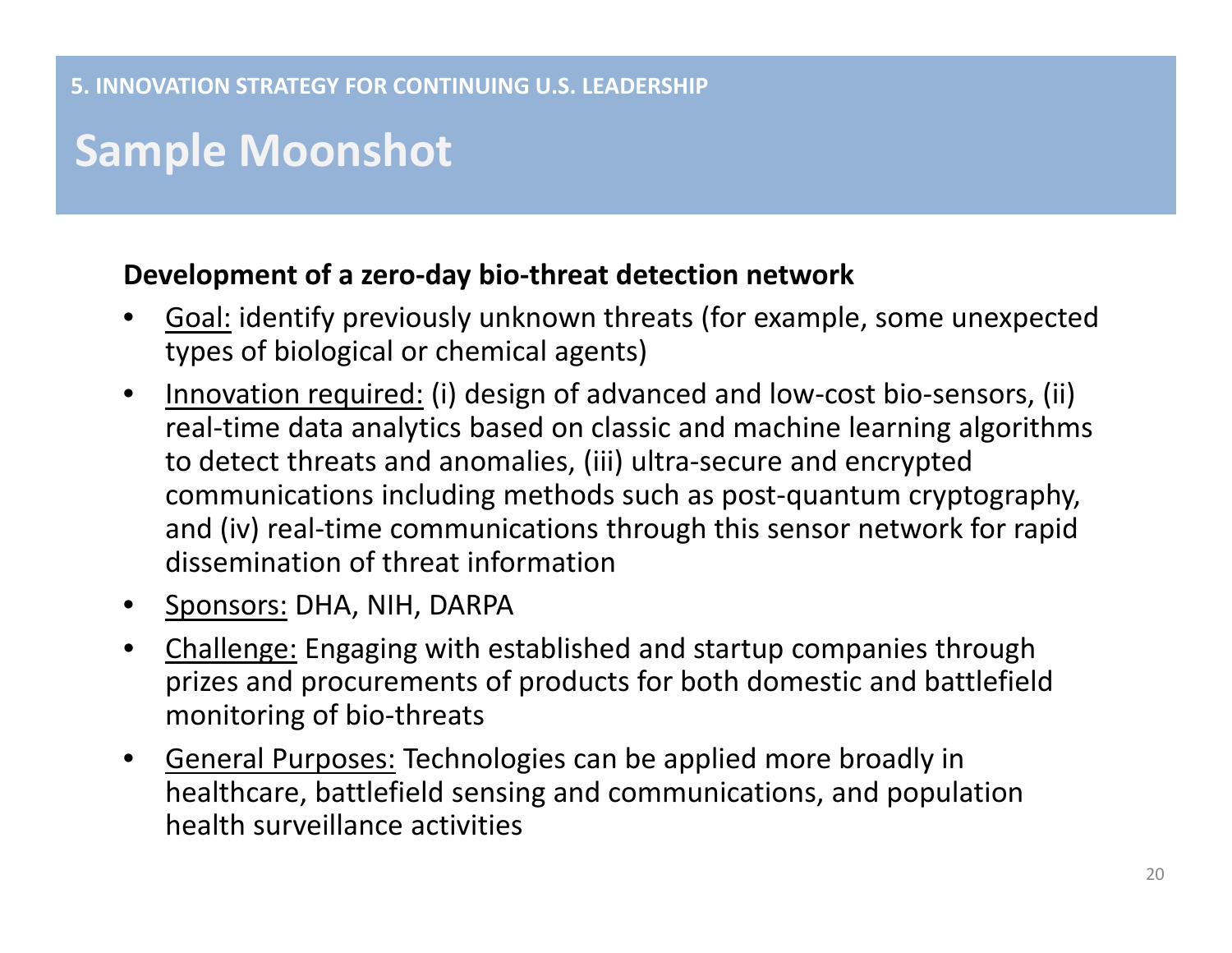5. INNOVATION STRATEGY FOR CONTINUING U.S. LEADERSHIP

# Sample Moonshot

**Development of a zero-day bio-threat detection network**

- Goal: identify previously unknown threats (for example, some unexpected types of biological or chemical agents)
- Innovation required: (i) design of advanced and low-cost bio-sensors, (ii) real-time data analytics based on classic and machine learning algorithms to detect threats and anomalies, (iii) ultra-secure and encrypted communications including methods such as post-quantum cryptography, and (iv) real-time communications through this sensor network for rapid dissemination of threat information
- Sponsors: DHA, NIH, DARPA
- Challenge: Engaging with established and startup companies through prizes and procurements of products for both domestic and battlefield monitoring of bio-threats
- General Purposes: Technologies can be applied more broadly in healthcare, battlefield sensing and communications, and population health surveillance activities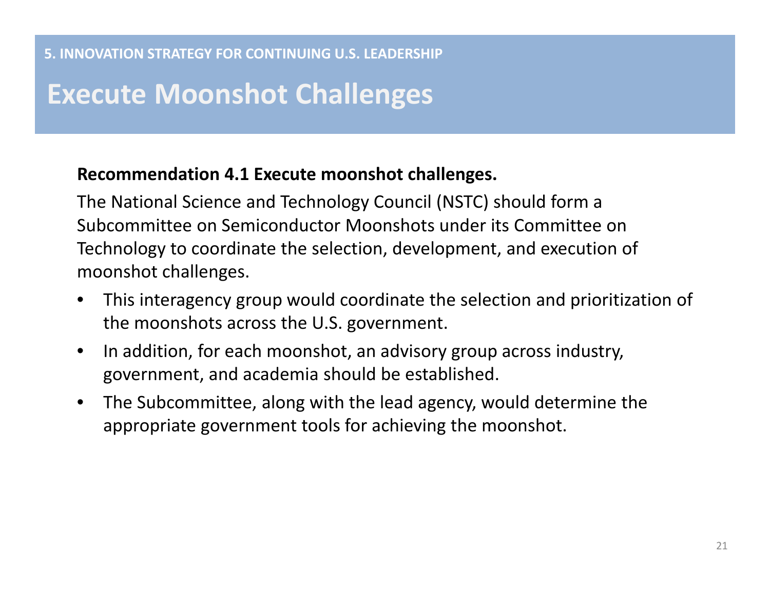5. INNOVATION STRATEGY FOR CONTINUING U.S. LEADERSHIP

# Execute Moonshot Challenges

**Recommendation 4.1 Execute moonshot challenges.**

The National Science and Technology Council (NSTC) should form a Subcommittee on Semiconductor Moonshots under its Committee on Technology to coordinate the selection, development, and execution of moonshot challenges.

- This interagency group would coordinate the selection and prioritization of the moonshots across the U.S. government.
- In addition, for each moonshot, an advisory group across industry, government, and academia should be established.
- The Subcommittee, along with the lead agency, would determine the appropriate government tools for achieving the moonshot.